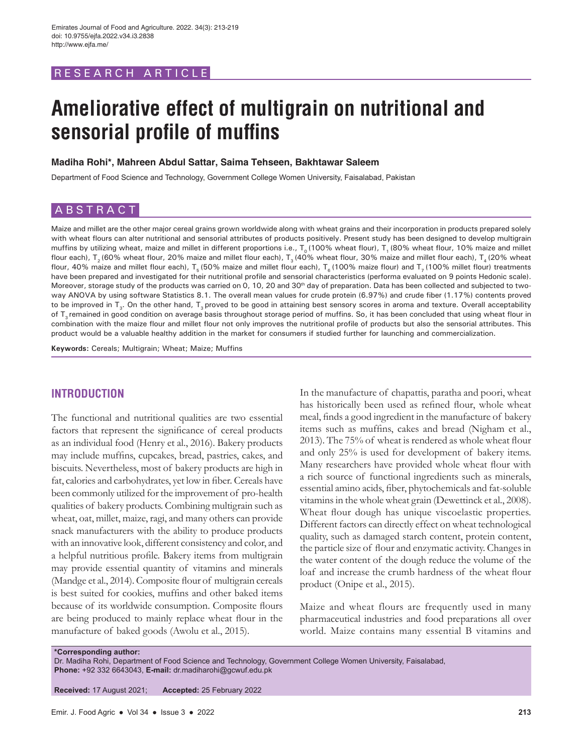RESEARCH ARTICLE

# Ameliorative effect of multigrain on nutritional and sensorial profile of muffins

**Madiha Rohi\*, Mahreen Abdul Sattar, Saima Tehseen, Bakhtawar Saleem**

Department of Food Science and Technology, Government College Women University, Faisalabad, Pakistan

## ABSTRACT

Maize and millet are the other major cereal grains grown worldwide along with wheat grains and their incorporation in products prepared solely with wheat flours can alter nutritional and sensorial attributes of products positively. Present study has been designed to develop multigrain muffins by utilizing wheat, maize and millet in different proportions i.e., $T_0$ (100% wheat flour), $T_1$ (80% wheat flour, 10% maize and millet flour each), $T_2$ (60% wheat flour, 20% maize and millet flour each), $T_3$ (40% wheat flour, 30% maize and millet flour each), $T_4$ (20% wheat flour, 40% maize and millet flour each), $T_5$ (50% maize and millet flour each), $T_6$ (100% maize flour) and $T_7$ (100% millet flour) treatments have been prepared and investigated for their nutritional profile and sensorial characteristics (performa evaluated on 9 points Hedonic scale). Moreover, storage study of the products was carried on 0, 10, 20 and 30th day of preparation. Data has been collected and subjected to two-way ANOVA by using software Statistics 8.1. The overall mean values for crude protein (6.97%) and crude fiber (1.17%) contents proved to be improved in $T_3$. On the other hand, $T_3$ proved to be good in attaining best sensory scores in aroma and texture. Overall acceptability of $T_3$ remained in good condition on average basis throughout storage period of muffins. So, it has been concluded that using wheat flour in combination with the maize flour and millet flour not only improves the nutritional profile of products but also the sensorial attributes. This product would be a valuable healthy addition in the market for consumers if studied further for launching and commercialization.

**Keywords:** Cereals; Multigrain; Wheat; Maize; Muffins

## INTRODUCTION

The functional and nutritional qualities are two essential factors that represent the significance of cereal products as an individual food (Henry et al., 2016). Bakery products may include muffins, cupcakes, bread, pastries, cakes, and biscuits. Nevertheless, most of bakery products are high in fat, calories and carbohydrates, yet low in fiber. Cereals have been commonly utilized for the improvement of pro-health qualities of bakery products. Combining multigrain such as wheat, oat, millet, maize, ragi, and many others can provide snack manufacturers with the ability to produce products with an innovative look, different consistency and color, and a helpful nutritious profile. Bakery items from multigrain may provide essential quantity of vitamins and minerals (Mandge et al., 2014). Composite flour of multigrain cereals is best suited for cookies, muffins and other baked items because of its worldwide consumption. Composite flours are being produced to mainly replace wheat flour in the manufacture of baked goods (Awolu et al., 2015).

In the manufacture of chapattis, paratha and poori, wheat has historically been used as refined flour, whole wheat meal, finds a good ingredient in the manufacture of bakery items such as muffins, cakes and bread (Nigham et al., 2013). The 75% of wheat is rendered as whole wheat flour and only 25% is used for development of bakery items. Many researchers have provided whole wheat flour with a rich source of functional ingredients such as minerals, essential amino acids, fiber, phytochemicals and fat-soluble vitamins in the whole wheat grain (Dewettinck et al., 2008). Wheat flour dough has unique viscoelastic properties. Different factors can directly effect on wheat technological quality, such as damaged starch content, protein content, the particle size of flour and enzymatic activity. Changes in the water content of the dough reduce the volume of the loaf and increase the crumb hardness of the wheat flour product (Onipe et al., 2015).

Maize and wheat flours are frequently used in many pharmaceutical industries and food preparations all over world. Maize contains many essential B vitamins and

**\*Corresponding author:**
Dr. Madiha Rohi, Department of Food Science and Technology, Government College Women University, Faisalabad, **Phone:** +92 332 6643043, **E-mail:** dr.madiharohi@gcwuf.edu.pk

**Received:** 17 August 2021; **Accepted:** 25 February 2022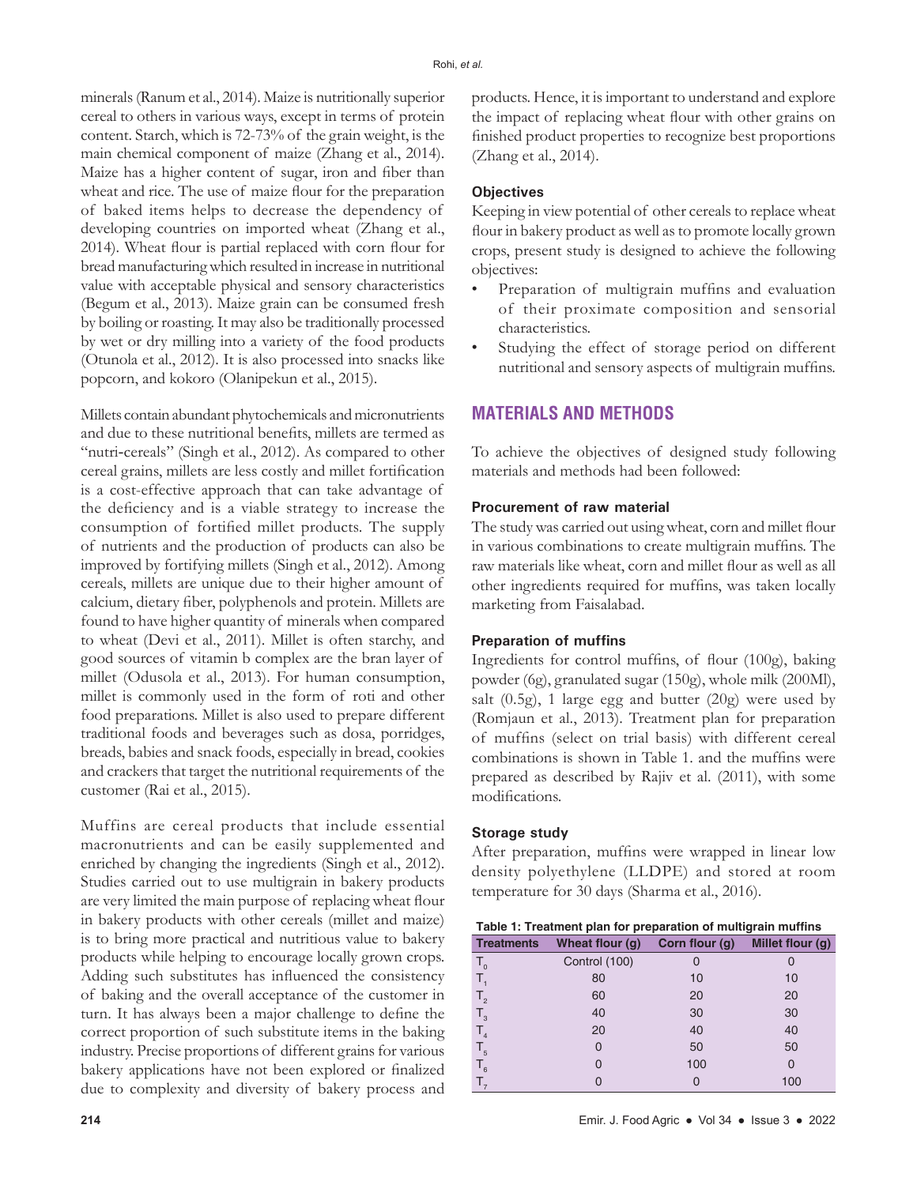minerals (Ranum et al., 2014). Maize is nutritionally superior cereal to others in various ways, except in terms of protein content. Starch, which is 72-73% of the grain weight, is the main chemical component of maize (Zhang et al., 2014). Maize has a higher content of sugar, iron and fiber than wheat and rice. The use of maize flour for the preparation of baked items helps to decrease the dependency of developing countries on imported wheat (Zhang et al., 2014). Wheat flour is partial replaced with corn flour for bread manufacturing which resulted in increase in nutritional value with acceptable physical and sensory characteristics (Begum et al., 2013). Maize grain can be consumed fresh by boiling or roasting. It may also be traditionally processed by wet or dry milling into a variety of the food products (Otunola et al., 2012). It is also processed into snacks like popcorn, and kokoro (Olanipekun et al., 2015).

Millets contain abundant phytochemicals and micronutrients and due to these nutritional benefits, millets are termed as "nutri-cereals" (Singh et al., 2012). As compared to other cereal grains, millets are less costly and millet fortification is a cost-effective approach that can take advantage of the deficiency and is a viable strategy to increase the consumption of fortified millet products. The supply of nutrients and the production of products can also be improved by fortifying millets (Singh et al., 2012). Among cereals, millets are unique due to their higher amount of calcium, dietary fiber, polyphenols and protein. Millets are found to have higher quantity of minerals when compared to wheat (Devi et al., 2011). Millet is often starchy, and good sources of vitamin b complex are the bran layer of millet (Odusola et al., 2013). For human consumption, millet is commonly used in the form of roti and other food preparations. Millet is also used to prepare different traditional foods and beverages such as dosa, porridges, breads, babies and snack foods, especially in bread, cookies and crackers that target the nutritional requirements of the customer (Rai et al., 2015).

Muffins are cereal products that include essential macronutrients and can be easily supplemented and enriched by changing the ingredients (Singh et al., 2012). Studies carried out to use multigrain in bakery products are very limited the main purpose of replacing wheat flour in bakery products with other cereals (millet and maize) is to bring more practical and nutritious value to bakery products while helping to encourage locally grown crops. Adding such substitutes has influenced the consistency of baking and the overall acceptance of the customer in turn. It has always been a major challenge to define the correct proportion of such substitute items in the baking industry. Precise proportions of different grains for various bakery applications have not been explored or finalized due to complexity and diversity of bakery process and products. Hence, it is important to understand and explore the impact of replacing wheat flour with other grains on finished product properties to recognize best proportions (Zhang et al., 2014).

### Objectives

Keeping in view potential of other cereals to replace wheat flour in bakery product as well as to promote locally grown crops, present study is designed to achieve the following objectives:

- Preparation of multigrain muffins and evaluation of their proximate composition and sensorial characteristics.
- Studying the effect of storage period on different nutritional and sensory aspects of multigrain muffins.

## MATERIALS AND METHODS

To achieve the objectives of designed study following materials and methods had been followed:

### Procurement of raw material

The study was carried out using wheat, corn and millet flour in various combinations to create multigrain muffins. The raw materials like wheat, corn and millet flour as well as all other ingredients required for muffins, was taken locally marketing from Faisalabad.

### Preparation of muffins

Ingredients for control muffins, of flour (100g), baking powder (6g), granulated sugar (150g), whole milk (200Ml), salt (0.5g), 1 large egg and butter (20g) were used by (Romjaun et al., 2013). Treatment plan for preparation of muffins (select on trial basis) with different cereal combinations is shown in Table 1. and the muffins were prepared as described by Rajiv et al. (2011), with some modifications.

### Storage study

After preparation, muffins were wrapped in linear low density polyethylene (LLDPE) and stored at room temperature for 30 days (Sharma et al., 2016).

**Table 1: Treatment plan for preparation of multigrain muffins**

| Treatments | Wheat flour (g) | Corn flour (g) | Millet flour (g) |
|---|---|---|---|
| $T_0$ | Control (100) | 0 | 0 |
| $T_1$ | 80 | 10 | 10 |
| $T_2$ | 60 | 20 | 20 |
| $T_3$ | 40 | 30 | 30 |
| $T_4$ | 20 | 40 | 40 |
| $T_5$ | 0 | 50 | 50 |
| $T_6$ | 0 | 100 | 0 |
| $T_7$ | 0 | 0 | 100 |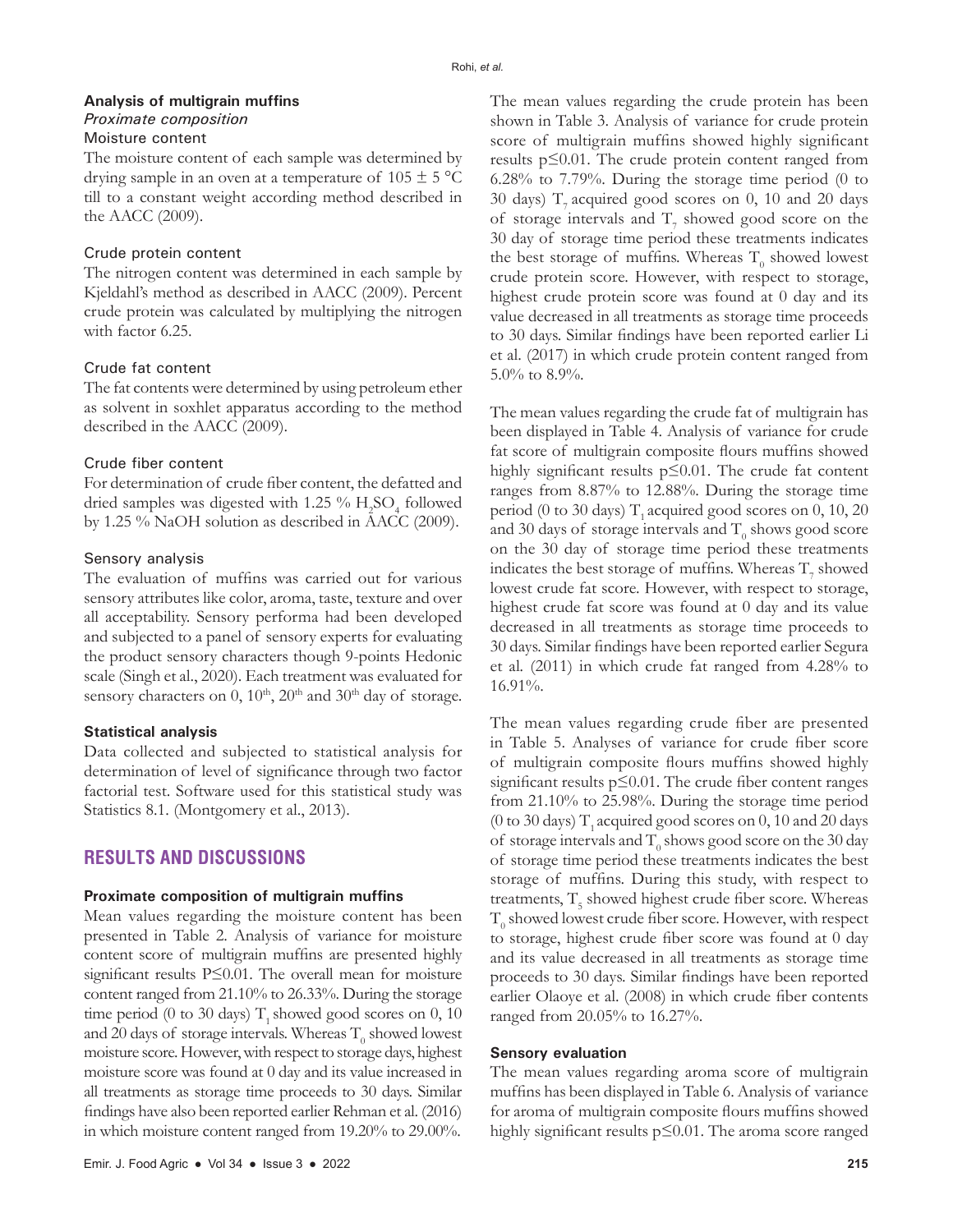### Analysis of multigrain muffins

#### *Proximate composition*

##### Moisture content

The moisture content of each sample was determined by drying sample in an oven at a temperature of 105 ± 5 °C till to a constant weight according method described in the AACC (2009).

##### Crude protein content

The nitrogen content was determined in each sample by Kjeldahl's method as described in AACC (2009). Percent crude protein was calculated by multiplying the nitrogen with factor 6.25.

##### Crude fat content

The fat contents were determined by using petroleum ether as solvent in soxhlet apparatus according to the method described in the AACC (2009).

##### Crude fiber content

For determination of crude fiber content, the defatted and dried samples was digested with 1.25 % $H_2SO_4$ followed by 1.25 % NaOH solution as described in AACC (2009).

##### Sensory analysis

The evaluation of muffins was carried out for various sensory attributes like color, aroma, taste, texture and over all acceptability. Sensory performa had been developed and subjected to a panel of sensory experts for evaluating the product sensory characters though 9-points Hedonic scale (Singh et al., 2020). Each treatment was evaluated for sensory characters on 0, 10th, 20th and 30th day of storage.

### Statistical analysis

Data collected and subjected to statistical analysis for determination of level of significance through two factor factorial test. Software used for this statistical study was Statistics 8.1. (Montgomery et al., 2013).

## RESULTS AND DISCUSSIONS

### Proximate composition of multigrain muffins

Mean values regarding the moisture content has been presented in Table 2. Analysis of variance for moisture content score of multigrain muffins are presented highly significant results P≤0.01. The overall mean for moisture content ranged from 21.10% to 26.33%. During the storage time period (0 to 30 days) $T_1$ showed good scores on 0, 10 and 20 days of storage intervals. Whereas $T_0$ showed lowest moisture score. However, with respect to storage days, highest moisture score was found at 0 day and its value increased in all treatments as storage time proceeds to 30 days. Similar findings have also been reported earlier Rehman et al. (2016) in which moisture content ranged from 19.20% to 29.00%.

The mean values regarding the crude protein has been shown in Table 3. Analysis of variance for crude protein score of multigrain muffins showed highly significant results p≤0.01. The crude protein content ranged from 6.28% to 7.79%. During the storage time period (0 to 30 days) $T_7$ acquired good scores on 0, 10 and 20 days of storage intervals and $T_7$ showed good score on the 30 day of storage time period these treatments indicates the best storage of muffins. Whereas $T_0$ showed lowest crude protein score. However, with respect to storage, highest crude protein score was found at 0 day and its value decreased in all treatments as storage time proceeds to 30 days. Similar findings have been reported earlier Li et al. (2017) in which crude protein content ranged from 5.0% to 8.9%.

The mean values regarding the crude fat of multigrain has been displayed in Table 4. Analysis of variance for crude fat score of multigrain composite flours muffins showed highly significant results p≤0.01. The crude fat content ranges from 8.87% to 12.88%. During the storage time period (0 to 30 days) $T_1$ acquired good scores on 0, 10, 20 and 30 days of storage intervals and $T_0$ shows good score on the 30 day of storage time period these treatments indicates the best storage of muffins. Whereas $T_7$ showed lowest crude fat score. However, with respect to storage, highest crude fat score was found at 0 day and its value decreased in all treatments as storage time proceeds to 30 days. Similar findings have been reported earlier Segura et al. (2011) in which crude fat ranged from 4.28% to 16.91%.

The mean values regarding crude fiber are presented in Table 5. Analyses of variance for crude fiber score of multigrain composite flours muffins showed highly significant results p≤0.01. The crude fiber content ranges from 21.10% to 25.98%. During the storage time period (0 to 30 days) $T_1$ acquired good scores on 0, 10 and 20 days of storage intervals and $T_0$ shows good score on the 30 day of storage time period these treatments indicates the best storage of muffins. During this study, with respect to treatments, $T_5$ showed highest crude fiber score. Whereas $T_0$ showed lowest crude fiber score. However, with respect to storage, highest crude fiber score was found at 0 day and its value decreased in all treatments as storage time proceeds to 30 days. Similar findings have been reported earlier Olaoye et al. (2008) in which crude fiber contents ranged from 20.05% to 16.27%.

### Sensory evaluation

The mean values regarding aroma score of multigrain muffins has been displayed in Table 6. Analysis of variance for aroma of multigrain composite flours muffins showed highly significant results p≤0.01. The aroma score ranged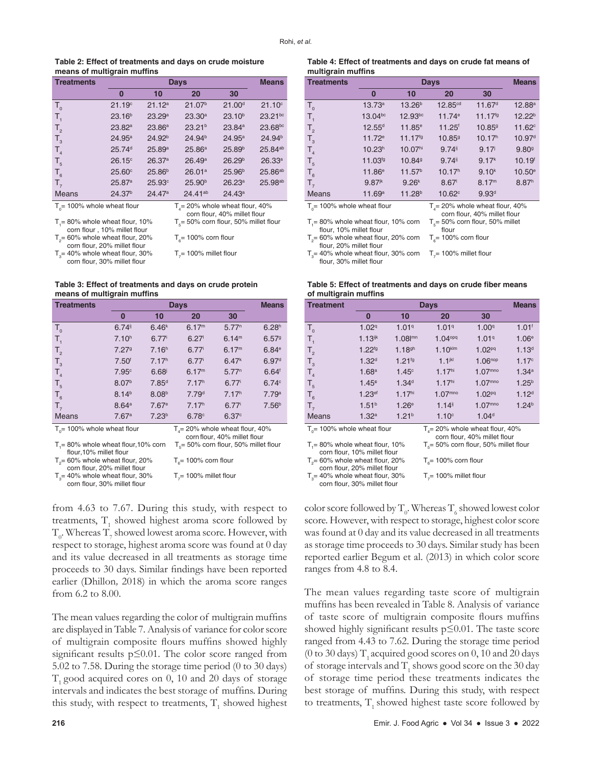**Table 2: Effect of treatments and days on crude moisture means of multigrain muffins**

| Treatments | Days | | | | Means |
|---|---|---|---|---|---|
| | 0 | 10 | 20 | 30 | |
| $T_0$ | 21.19[c] | 21.12[a] | 21.07[b] | 21.00[d] | 21.10[c] |
| $T_1$ | 23.16[b] | 23.29[a] | 23.30[a] | 23.10[b] | 23.21[bc] |
| $T_2$ | 23.82[a] | 23.86[a] | 23.21[b] | 23.84[a] | 23.68[bc] |
| $T_3$ | 24.95[a] | 24.92[b] | 24.94[b] | 24.95[a] | 24.94[b] |
| $T_4$ | 25.74[d] | 25.89[a] | 25.86[a] | 25.89[b] | 25.84[ab] |
| $T_5$ | 26.15[c] | 26.37[a] | 26.49[a] | 26.29[b] | 26.33[a] |
| $T_6$ | 25.60[c] | 25.86[b] | 26.01[a] | 25.96[b] | 25.86[ab] |
| $T_7$ | 25.87[a] | 25.93[c] | 25.90[b] | 26.23[a] | 25.98[ab] |
| Means | 24.37[b] | 24.47[a] | 24.41[ab] | 24.43[a] | |

$T_0$= 100% whole wheat flour
$T_1$= 80% whole wheat flour, 10% corn flour , 10% millet flour
$T_2$= 60% whole wheat flour, 20% corn flour, 20% millet flour
$T_3$= 40% whole wheat flour, 30% corn flour, 30% millet flour
$T_4$= 20% whole wheat flour, 40% corn flour, 40% millet flour
$T_5$= 50% corn flour, 50% millet flour
$T_6$= 100% corn flour
$T_7$= 100% millet flour

**Table 3: Effect of treatments and days on crude protein means of multigrain muffins**

| Treatments | Days | | | | Means |
|---|---|---|---|---|---|
| | 0 | 10 | 20 | 30 | |
| $T_0$ | 6.74[ij] | 6.46[k] | 6.17[m] | 5.77[n] | 6.28[h] |
| $T_1$ | 7.10[h] | 6.77[i] | 6.27[l] | 6.14[m] | 6.57[g] |
| $T_2$ | 7.27[g] | 7.16[h] | 6.77[i] | 6.17[m] | 6.84[e] |
| $T_3$ | 7.50[f] | 7.17[h] | 6.77[i] | 6.47[k] | 6.97[d] |
| $T_4$ | 7.95[c] | 6.68[j] | 6.17[m] | 5.77[n] | 6.64[f] |
| $T_5$ | 8.07[b] | 7.85[d] | 7.17[h] | 6.77[i] | 6.74[c] |
| $T_6$ | 8.14[b] | 8.08[b] | 7.79[d] | 7.17[h] | 7.79[a] |
| $T_7$ | 8.64[a] | 7.67[e] | 7.17[h] | 6.77[i] | 7.56[b] |
| Means | 7.67[a] | 7.23[b] | 6.78[c] | 6.37[c] | |

$T_0$= 100% whole wheat flour
$T_1$= 80% whole wheat flour,10% corn flour,10% millet flour
$T_2$= 60% whole wheat flour, 20% corn flour, 20% millet flour
$T_3$= 40% whole wheat flour, 30% corn flour, 30% millet flour
$T_4$= 20% whole wheat flour, 40% corn flour, 40% millet flour
$T_5$= 50% corn flour, 50% millet flour
$T_6$= 100% corn flour
$T_7$= 100% millet flour

from 4.63 to 7.67. During this study, with respect to treatments, $T_1$ showed highest aroma score followed by $T_0$. Whereas $T_7$ showed lowest aroma score. However, with respect to storage, highest aroma score was found at 0 day and its value decreased in all treatments as storage time proceeds to 30 days. Similar findings have been reported earlier (Dhillon*,* 2018) in which the aroma score ranges from 6.2 to 8.00.

The mean values regarding the color of multigrain muffins are displayed in Table 7. Analysis of variance for color score of multigrain composite flours muffins showed highly significant results p≤0.01. The color score ranged from 5.02 to 7.58. During the storage time period (0 to 30 days) $T_1$ good acquired cores on 0, 10 and 20 days of storage intervals and indicates the best storage of muffins. During this study, with respect to treatments, $T_1$ showed highest

**Table 4: Effect of treatments and days on crude fat means of multigrain muffins**

| Treatments | Days | | | | Means |
|---|---|---|---|---|---|
| | 0 | 10 | 20 | 30 | |
| $T_0$ | 13.73[a] | 13.26[b] | 12.85[cd] | 11.67[d] | 12.88[a] |
| $T_1$ | 13.04[bc] | 12.93[bc] | 11.74[e] | 11.17[fg] | 12.22[b] |
| $T_2$ | 12.55[d] | 11.85[e] | 11.25[f] | 10.85[g] | 11.62[c] |
| $T_3$ | 11.72[e] | 11.17[fg] | 10.85[g] | 10.17[h] | 10.97[d] |
| $T_4$ | 10.23[h] | 10.07[hi] | 9.74[ij] | 9.17[l] | 9.80[g] |
| $T_5$ | 11.03[fg] | 10.84[g] | 9.74[ij] | 9.17[k] | 10.19[f] |
| $T_6$ | 11.86[e] | 11.57[b] | 10.17[h] | 9.10[k] | 10.50[e] |
| $T_7$ | 9.87[jk] | 9.26[k] | 8.67[l] | 8.17[m] | 8.87[h] |
| Means | 11.69[a] | 11.28[b] | 10.62[c] | 9.93[d] | |

$T_0$= 100% whole wheat flour
$T_1$= 80% whole wheat flour, 10% corn flour, 10% millet flour
$T_2$= 60% whole wheat flour, 20% corn flour, 20% millet flour
$T_3$= 40% whole wheat flour, 30% corn flour, 30% millet flour
$T_4$= 20% whole wheat flour, 40% corn flour, 40% millet flour
$T_5$= 50% corn flour, 50% millet flour
$T_6$= 100% corn flour
$T_7$= 100% millet flour

**Table 5: Effect of treatments and days on crude fiber means of multigrain muffins**

| Treatment | Days | | | | Means |
|---|---|---|---|---|---|
| | 0 | 10 | 20 | 30 | |
| $T_0$ | 1.02[q] | 1.01[q] | 1.01[q] | 1.00[q] | 1.01[f] |
| $T_1$ | 1.13[ijk] | 1.08[lmn] | 1.04[opq] | 1.01[q] | 1.06[e] |
| $T_2$ | 1.22[fg] | 1.18[gh] | 1.10[klm] | 1.02[pq] | 1.13[d] |
| $T_3$ | 1.32[d] | 1.21[fg] | 1.1[jkl] | 1.06[nop] | 1.17[c] |
| $T_4$ | 1.68[a] | 1.45[c] | 1.17[hi] | 1.07[mno] | 1.34[a] |
| $T_5$ | 1.45[c] | 1.34[d] | 1.17[hi] | 1.07[mno] | 1.25[b] |
| $T_6$ | 1.23[ef] | 1.17[hi] | 1.07[mno] | 1.02[pq] | 1.12[d] |
| $T_7$ | 1.51[b] | 1.26[e] | 1.14[ij] | 1.07[mno] | 1.24[b] |
| Means | 1.32[a] | 1.21[b] | 1.10[c] | 1.04[d] | |

$T_0$= 100% whole wheat flour
$T_1$= 80% whole wheat flour, 10% corn flour, 10% millet flour
$T_2$= 60% whole wheat flour, 20% corn flour, 20% millet flour
$T_3$= 40% whole wheat flour, 30% corn flour, 30% millet flour
$T_4$= 20% whole wheat flour, 40% corn flour, 40% millet flour
$T_5$= 50% corn flour, 50% millet flour
$T_6$= 100% corn flour
$T_7$= 100% millet flour

color score followed by $T_0$. Whereas $T_6$ showed lowest color score. However, with respect to storage, highest color score was found at 0 day and its value decreased in all treatments as storage time proceeds to 30 days. Similar study has been reported earlier Begum et al. (2013) in which color score ranges from 4.8 to 8.4.

The mean values regarding taste score of multigrain muffins has been revealed in Table 8. Analysis of variance of taste score of multigrain composite flours muffins showed highly significant results p≤0.01. The taste score ranged from 4.43 to 7.62. During the storage time period (0 to 30 days) $T_1$ acquired good scores on 0, 10 and 20 days of storage intervals and $T_1$ shows good score on the 30 day of storage time period these treatments indicates the best storage of muffins. During this study, with respect to treatments, $T_1$ showed highest taste score followed by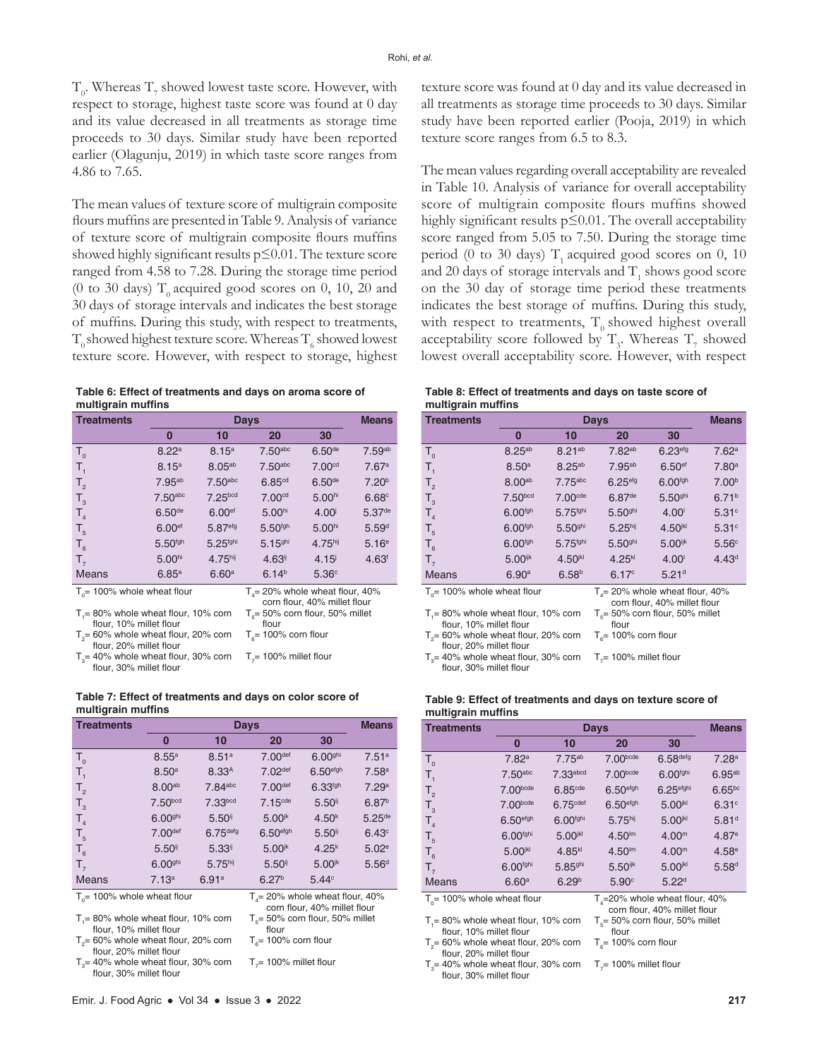$T_0$. Whereas $T_7$ showed lowest taste score. However, with respect to storage, highest taste score was found at 0 day and its value decreased in all treatments as storage time proceeds to 30 days. Similar study have been reported earlier (Olagunju, 2019) in which taste score ranges from 4.86 to 7.65.

The mean values of texture score of multigrain composite flours muffins are presented in Table 9. Analysis of variance of texture score of multigrain composite flours muffins showed highly significant results p≤0.01. The texture score ranged from 4.58 to 7.28. During the storage time period (0 to 30 days) $T_0$ acquired good scores on 0, 10, 20 and 30 days of storage intervals and indicates the best storage of muffins. During this study, with respect to treatments, $T_0$ showed highest texture score. Whereas $T_6$ showed lowest texture score. However, with respect to storage, highest texture score was found at 0 day and its value decreased in all treatments as storage time proceeds to 30 days. Similar study have been reported earlier (Pooja, 2019) in which texture score ranges from 6.5 to 8.3.

The mean values regarding overall acceptability are revealed in Table 10. Analysis of variance for overall acceptability score of multigrain composite flours muffins showed highly significant results p≤0.01. The overall acceptability score ranged from 5.05 to 7.50. During the storage time period (0 to 30 days) $T_1$ acquired good scores on 0, 10 and 20 days of storage intervals and $T_1$ shows good score on the 30 day of storage time period these treatments indicates the best storage of muffins. During this study, with respect to treatments, $T_0$ showed highest overall acceptability score followed by $T_3$. Whereas $T_7$ showed lowest overall acceptability score. However, with respect

**Table 6: Effect of treatments and days on aroma score of multigrain muffins**

| Treatments | Days | | | | Means |
|---|---|---|---|---|---|
| | 0 | 10 | 20 | 30 | |
| $T_0$ | 8.22[a] | 8.15[a] | 7.50[abc] | 6.50[de] | 7.59[ab] |
| $T_1$ | 8.15[a] | 8.05[ab] | 7.50[abc] | 7.00[cd] | 7.67[a] |
| $T_2$ | 7.95[ab] | 7.50[abc] | 6.85[cd] | 6.50[de] | 7.20[b] |
| $T_3$ | 7.50[abc] | 7.25[bcd] | 7.00[cd] | 5.00[hi] | 6.68[c] |
| $T_4$ | 6.50[de] | 6.00[ef] | 5.00[hi] | 4.00[l] | 5.37[de] |
| $T_5$ | 6.00[ef] | 5.87[efg] | 5.50[fgh] | 5.00[hi] | 5.59[d] |
| $T_6$ | 5.50[fgh] | 5.25[fghi] | 5.15[ghi] | 4.75[hij] | 5.16[e] |
| $T_7$ | 5.00[hi] | 4.75[hij] | 4.63[ij] | 4.15[j] | 4.63[f] |
| Means | 6.85[a] | 6.60[a] | 6.14[b] | 5.36[c] | |

$T_0$= 100% whole wheat flour; $T_1$= 80% whole wheat flour, 10% corn flour, 10% millet flour; $T_2$= 60% whole wheat flour, 20% corn flour, 20% millet flour; $T_3$= 40% whole wheat flour, 30% corn flour, 30% millet flour; $T_4$= 20% whole wheat flour, 40% corn flour, 40% millet flour; $T_5$= 50% corn flour, 50% millet flour; $T_6$= 100% corn flour; $T_7$= 100% millet flour

**Table 7: Effect of treatments and days on color score of multigrain muffins**

| Treatments | Days | | | | Means |
|---|---|---|---|---|---|
| | 0 | 10 | 20 | 30 | |
| $T_0$ | 8.55[a] | 8.51[a] | 7.00[def] | 6.00[ghi] | 7.51[a] |
| $T_1$ | 8.50[a] | 8.33[A] | 7.02[def] | 6.50[efgh] | 7.58[a] |
| $T_2$ | 8.00[ab] | 7.84[abc] | 7.00[def] | 6.33[fgh] | 7.29[a] |
| $T_3$ | 7.50[bcd] | 7.33[bcd] | 7.15[cde] | 5.50[ij] | 6.87[b] |
| $T_4$ | 6.00[ghi] | 5.50[ij] | 5.00[jk] | 4.50[k] | 5.25[de] |
| $T_5$ | 7.00[def] | 6.75[defg] | 6.50[efgh] | 5.50[ij] | 6.43[c] |
| $T_6$ | 5.50[ij] | 5.33[ij] | 5.00[jk] | 4.25[k] | 5.02[e] |
| $T_7$ | 6.00[ghi] | 5.75[hij] | 5.50[ij] | 5.00[jk] | 5.56[d] |
| Means | 7.13[a] | 6.91[a] | 6.27[b] | 5.44[c] | |

$T_0$= 100% whole wheat flour; $T_1$= 80% whole wheat flour, 10% corn flour, 10% millet flour; $T_2$= 60% whole wheat flour, 20% corn flour, 20% millet flour; $T_3$= 40% whole wheat flour, 30% corn flour, 30% millet flour; $T_4$= 20% whole wheat flour, 40% corn flour, 40% millet flour; $T_5$= 50% corn flour, 50% millet flour; $T_6$= 100% corn flour; $T_7$= 100% millet flour

**Table 8: Effect of treatments and days on taste score of multigrain muffins**

| Treatments | Days | | | | Means |
|---|---|---|---|---|---|
| | 0 | 10 | 20 | 30 | |
| $T_0$ | 8.25[ab] | 8.21[ab] | 7.82[ab] | 6.23[efg] | 7.62[a] |
| $T_1$ | 8.50[a] | 8.25[ab] | 7.95[ab] | 6.50[ef] | 7.80[a] |
| $T_2$ | 8.00[ab] | 7.75[abc] | 6.25[efg] | 6.00[fgh] | 7.00[b] |
| $T_3$ | 7.50[bcd] | 7.00[cde] | 6.87[de] | 5.50[ghi] | 6.71[b] |
| $T_4$ | 6.00[fgh] | 5.75[fghi] | 5.50[ghi] | 4.00[l] | 5.31[c] |
| $T_5$ | 6.00[fgh] | 5.50[ghi] | 5.25[hij] | 4.50[jkl] | 5.31[c] |
| $T_6$ | 6.00[fgh] | 5.75[fghi] | 5.50[ghi] | 5.00[ijk] | 5.56[c] |
| $T_7$ | 5.00[ijk] | 4.50[jkl] | 4.25[kl] | 4.00[l] | 4.43[d] |
| Means | 6.90[a] | 6.58[b] | 6.17[c] | 5.21[d] | |

$T_0$= 100% whole wheat flour; $T_1$= 80% whole wheat flour, 10% corn flour, 10% millet flour; $T_2$= 60% whole wheat flour, 20% corn flour, 20% millet flour; $T_3$= 40% whole wheat flour, 30% corn flour, 30% millet flour; $T_4$= 20% whole wheat flour, 40% corn flour, 40% millet flour; $T_5$= 50% corn flour, 50% millet flour; $T_6$= 100% corn flour; $T_7$= 100% millet flour

**Table 9: Effect of treatments and days on texture score of multigrain muffins**

| Treatments | Days | | | | Means |
|---|---|---|---|---|---|
| | 0 | 10 | 20 | 30 | |
| $T_0$ | 7.82[a] | 7.75[ab] | 7.00[bcde] | 6.58[defg] | 7.28[a] |
| $T_1$ | 7.50[abc] | 7.33[abcd] | 7.00[bcde] | 6.00[fghi] | 6.95[ab] |
| $T_2$ | 7.00[bcde] | 6.85[cde] | 6.50[efgh] | 6.25[efghi] | 6.65[bc] |
| $T_3$ | 7.00[bcde] | 6.75[cdef] | 6.50[efgh] | 5.00[jkl] | 6.31[c] |
| $T_4$ | 6.50[efgh] | 6.00[fghi] | 5.75[hij] | 5.00[jkl] | 5.81[d] |
| $T_5$ | 6.00[fghi] | 5.00[jkl] | 4.50[lm] | 4.00[m] | 4.87[e] |
| $T_6$ | 5.00[jkl] | 4.85[kl] | 4.50[lm] | 4.00[m] | 4.58[e] |
| $T_7$ | 6.00[fghi] | 5.85[ghi] | 5.50[ijk] | 5.00[jkl] | 5.58[d] |
| Means | 6.60[a] | 6.29[b] | 5.90[c] | 5.22[d] | |

$T_0$= 100% whole wheat flour; $T_1$= 80% whole wheat flour, 10% corn flour, 10% millet flour; $T_2$= 60% whole wheat flour, 20% corn flour, 20% millet flour; $T_3$= 40% whole wheat flour, 30% corn flour, 30% millet flour; $T_4$=20% whole wheat flour, 40% corn flour, 40% millet flour; $T_5$= 50% corn flour, 50% millet flour; $T_6$= 100% corn flour; $T_7$= 100% millet flour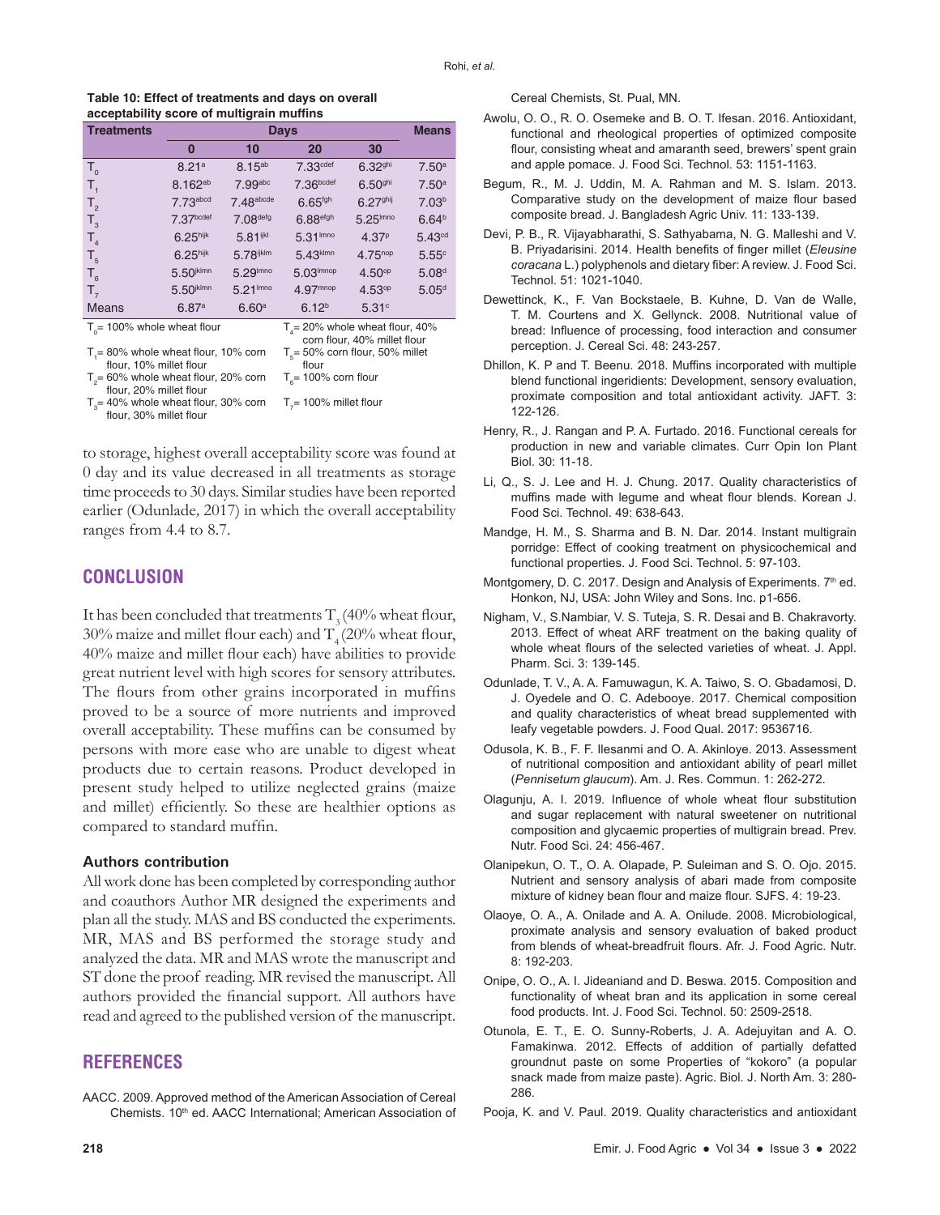**Table 10: Effect of treatments and days on overall acceptability score of multigrain muffins**

| Treatments | Days | | | | Means |
|---|---|---|---|---|---|
| | 0 | 10 | 20 | 30 | |
| $T_0$ | 8.21[a] | 8.15[ab] | 7.33[cdef] | 6.32[ghi] | 7.50[a] |
| $T_1$ | 8.162[ab] | 7.99[abc] | 7.36[bcdef] | 6.50[ghi] | 7.50[a] |
| $T_2$ | 7.73[abcd] | 7.48[abcde] | 6.65[fgh] | 6.27[ghij] | 7.03[b] |
| $T_3$ | 7.37[bcdef] | 7.08[defg] | 6.88[efgh] | 5.25[lmno] | 6.64[b] |
| $T_4$ | 6.25[hijk] | 5.81[ijkl] | 5.31[lmno] | 4.37[p] | 5.43[cd] |
| $T_5$ | 6.25[hijk] | 5.78[ijklm] | 5.43[klmn] | 4.75[nop] | 5.55[c] |
| $T_6$ | 5.50[jklmn] | 5.29[lmno] | 5.03[lmnop] | 4.50[op] | 5.08[d] |
| $T_7$ | 5.50[jklmn] | 5.21[lmno] | 4.97[mnop] | 4.53[op] | 5.05[d] |
| Means | 6.87[a] | 6.60[a] | 6.12[b] | 5.31[c] | |

$T_0$= 100% whole wheat flour

$T_1$= 80% whole wheat flour, 10% corn flour, 10% millet flour

$T_2$= 60% whole wheat flour, 20% corn flour, 20% millet flour

$T_3$= 40% whole wheat flour, 30% corn flour, 30% millet flour

$T_4$= 20% whole wheat flour, 40% corn flour, 40% millet flour

$T_5$= 50% corn flour, 50% millet flour

$T_6$= 100% corn flour

$T_7$= 100% millet flour

to storage, highest overall acceptability score was found at 0 day and its value decreased in all treatments as storage time proceeds to 30 days. Similar studies have been reported earlier (Odunlade*,* 2017) in which the overall acceptability ranges from 4.4 to 8.7.

## CONCLUSION

It has been concluded that treatments $T_3$ (40% wheat flour, 30% maize and millet flour each) and $T_4$ (20% wheat flour, 40% maize and millet flour each) have abilities to provide great nutrient level with high scores for sensory attributes. The flours from other grains incorporated in muffins proved to be a source of more nutrients and improved overall acceptability. These muffins can be consumed by persons with more ease who are unable to digest wheat products due to certain reasons. Product developed in present study helped to utilize neglected grains (maize and millet) efficiently. So these are healthier options as compared to standard muffin.

### Authors contribution

All work done has been completed by corresponding author and coauthors Author MR designed the experiments and plan all the study. MAS and BS conducted the experiments. MR, MAS and BS performed the storage study and analyzed the data. MR and MAS wrote the manuscript and ST done the proof reading. MR revised the manuscript. All authors provided the financial support. All authors have read and agreed to the published version of the manuscript.

## REFERENCES

AACC. 2009. Approved method of the American Association of Cereal Chemists. 10th ed. AACC International; American Association of Cereal Chemists, St. Pual, MN.

Awolu, O. O., R. O. Osemeke and B. O. T. Ifesan. 2016. Antioxidant, functional and rheological properties of optimized composite flour, consisting wheat and amaranth seed, brewers' spent grain and apple pomace. J. Food Sci. Technol. 53: 1151-1163.

Begum, R., M. J. Uddin, M. A. Rahman and M. S. Islam. 2013. Comparative study on the development of maize flour based composite bread. J. Bangladesh Agric Univ. 11: 133-139.

Devi, P. B., R. Vijayabharathi, S. Sathyabama, N. G. Malleshi and V. B. Priyadarisini. 2014. Health benefits of finger millet (*Eleusine coracana* L.) polyphenols and dietary fiber: A review. J. Food Sci. Technol. 51: 1021-1040.

Dewettinck, K., F. Van Bockstaele, B. Kuhne, D. Van de Walle, T. M. Courtens and X. Gellynck. 2008. Nutritional value of bread: Influence of processing, food interaction and consumer perception. J. Cereal Sci. 48: 243-257.

Dhillon, K. P and T. Beenu. 2018. Muffins incorporated with multiple blend functional ingeridients: Development, sensory evaluation, proximate composition and total antioxidant activity. JAFT. 3: 122-126.

Henry, R., J. Rangan and P. A. Furtado. 2016. Functional cereals for production in new and variable climates. Curr Opin Ion Plant Biol. 30: 11-18.

Li, Q., S. J. Lee and H. J. Chung. 2017. Quality characteristics of muffins made with legume and wheat flour blends. Korean J. Food Sci. Technol. 49: 638-643.

Mandge, H. M., S. Sharma and B. N. Dar. 2014. Instant multigrain porridge: Effect of cooking treatment on physicochemical and functional properties. J. Food Sci. Technol. 5: 97-103.

Montgomery, D. C. 2017. Design and Analysis of Experiments. 7th ed. Honkon, NJ, USA: John Wiley and Sons. Inc. p1-656.

Nigham, V., S.Nambiar, V. S. Tuteja, S. R. Desai and B. Chakravorty. 2013. Effect of wheat ARF treatment on the baking quality of whole wheat flours of the selected varieties of wheat. J. Appl. Pharm. Sci. 3: 139-145.

Odunlade, T. V., A. A. Famuwagun, K. A. Taiwo, S. O. Gbadamosi, D. J. Oyedele and O. C. Adebooye. 2017. Chemical composition and quality characteristics of wheat bread supplemented with leafy vegetable powders. J. Food Qual. 2017: 9536716.

Odusola, K. B., F. F. Ilesanmi and O. A. Akinloye. 2013. Assessment of nutritional composition and antioxidant ability of pearl millet (*Pennisetum glaucum*). Am. J. Res. Commun. 1: 262-272.

Olagunju, A. I. 2019. Influence of whole wheat flour substitution and sugar replacement with natural sweetener on nutritional composition and glycaemic properties of multigrain bread. Prev. Nutr. Food Sci. 24: 456-467.

Olanipekun, O. T., O. A. Olapade, P. Suleiman and S. O. Ojo. 2015. Nutrient and sensory analysis of abari made from composite mixture of kidney bean flour and maize flour. SJFS. 4: 19-23.

Olaoye, O. A., A. Onilade and A. A. Onilude. 2008. Microbiological, proximate analysis and sensory evaluation of baked product from blends of wheat-breadfruit flours. Afr. J. Food Agric. Nutr. 8: 192-203.

Onipe, O. O., A. I. Jideaniand and D. Beswa. 2015. Composition and functionality of wheat bran and its application in some cereal food products. Int. J. Food Sci. Technol. 50: 2509-2518.

Otunola, E. T., E. O. Sunny-Roberts, J. A. Adejuyitan and A. O. Famakinwa. 2012. Effects of addition of partially defatted groundnut paste on some Properties of "kokoro" (a popular snack made from maize paste). Agric. Biol. J. North Am. 3: 280-286.

Pooja, K. and V. Paul. 2019. Quality characteristics and antioxidant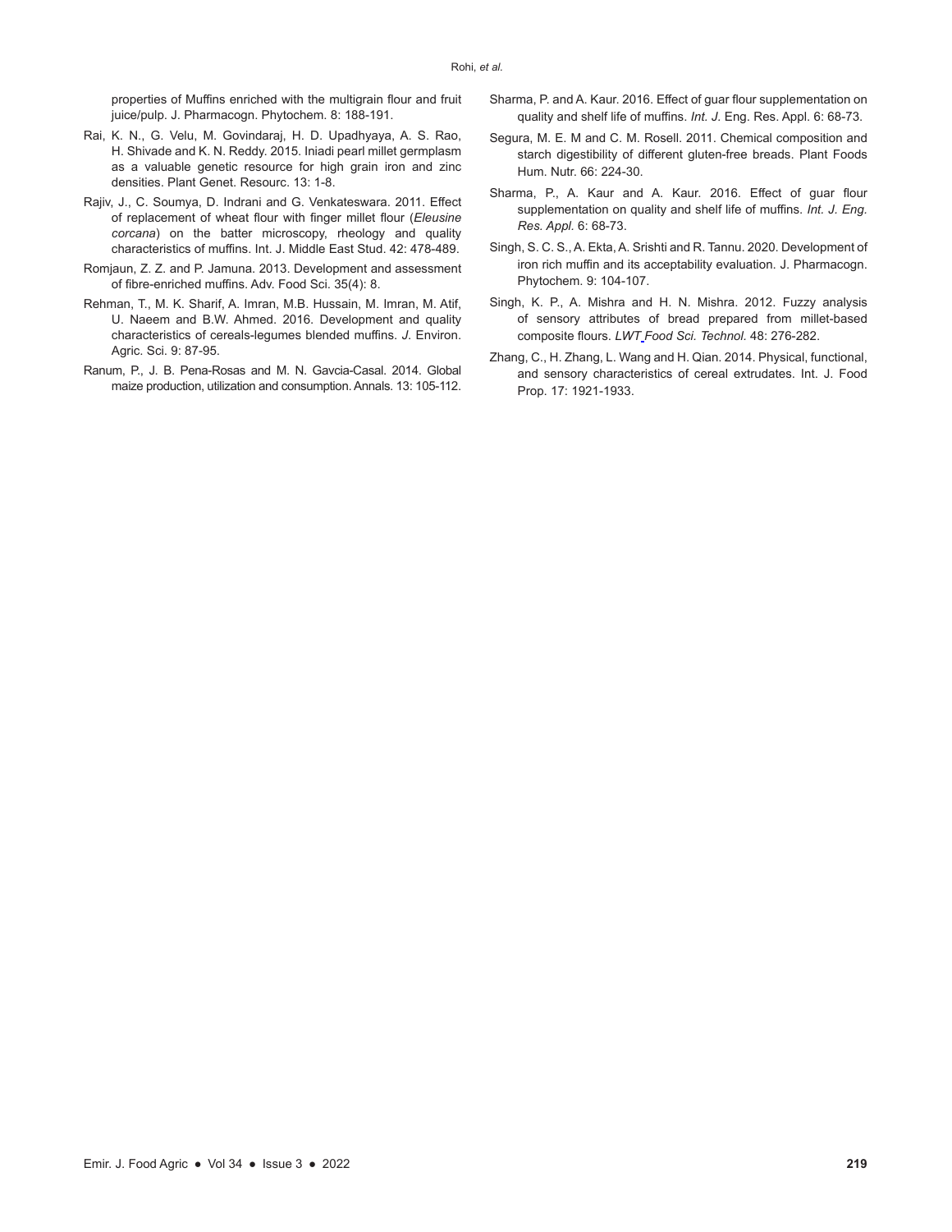properties of Muffins enriched with the multigrain flour and fruit juice/pulp. J. Pharmacogn. Phytochem. 8: 188-191.

Rai, K. N., G. Velu, M. Govindaraj, H. D. Upadhyaya, A. S. Rao, H. Shivade and K. N. Reddy. 2015. Iniadi pearl millet germplasm as a valuable genetic resource for high grain iron and zinc densities. Plant Genet. Resourc. 13: 1-8.

Rajiv, J., C. Soumya, D. Indrani and G. Venkateswara. 2011. Effect of replacement of wheat flour with finger millet flour (*Eleusine corcana*) on the batter microscopy, rheology and quality characteristics of muffins. Int. J. Middle East Stud. 42: 478-489.

Romjaun, Z. Z. and P. Jamuna. 2013. Development and assessment of fibre-enriched muffins. Adv. Food Sci. 35(4): 8.

Rehman, T., M. K. Sharif, A. Imran, M.B. Hussain, M. Imran, M. Atif, U. Naeem and B.W. Ahmed. 2016. Development and quality characteristics of cereals-legumes blended muffins. *J.* Environ. Agric. Sci. 9: 87-95.

Ranum, P., J. B. Pena-Rosas and M. N. Gavcia-Casal. 2014. Global maize production, utilization and consumption. Annals. 13: 105-112.

Sharma, P. and A. Kaur. 2016. Effect of guar flour supplementation on quality and shelf life of muffins. *Int. J.* Eng. Res. Appl. 6: 68-73.

Segura, M. E. M and C. M. Rosell. 2011. Chemical composition and starch digestibility of different gluten-free breads. Plant Foods Hum. Nutr. 66: 224-30.

Sharma, P., A. Kaur and A. Kaur. 2016. Effect of guar flour supplementation on quality and shelf life of muffins. *Int. J. Eng. Res. Appl.* 6: 68-73.

Singh, S. C. S., A. Ekta, A. Srishti and R. Tannu. 2020. Development of iron rich muffin and its acceptability evaluation. J. Pharmacogn. Phytochem. 9: 104-107.

Singh, K. P., A. Mishra and H. N. Mishra. 2012. Fuzzy analysis of sensory attributes of bread prepared from millet-based composite flours. *LWT Food Sci. Technol.* 48: 276-282.

Zhang, C., H. Zhang, L. Wang and H. Qian. 2014. Physical, functional, and sensory characteristics of cereal extrudates. Int. J. Food Prop. 17: 1921-1933.